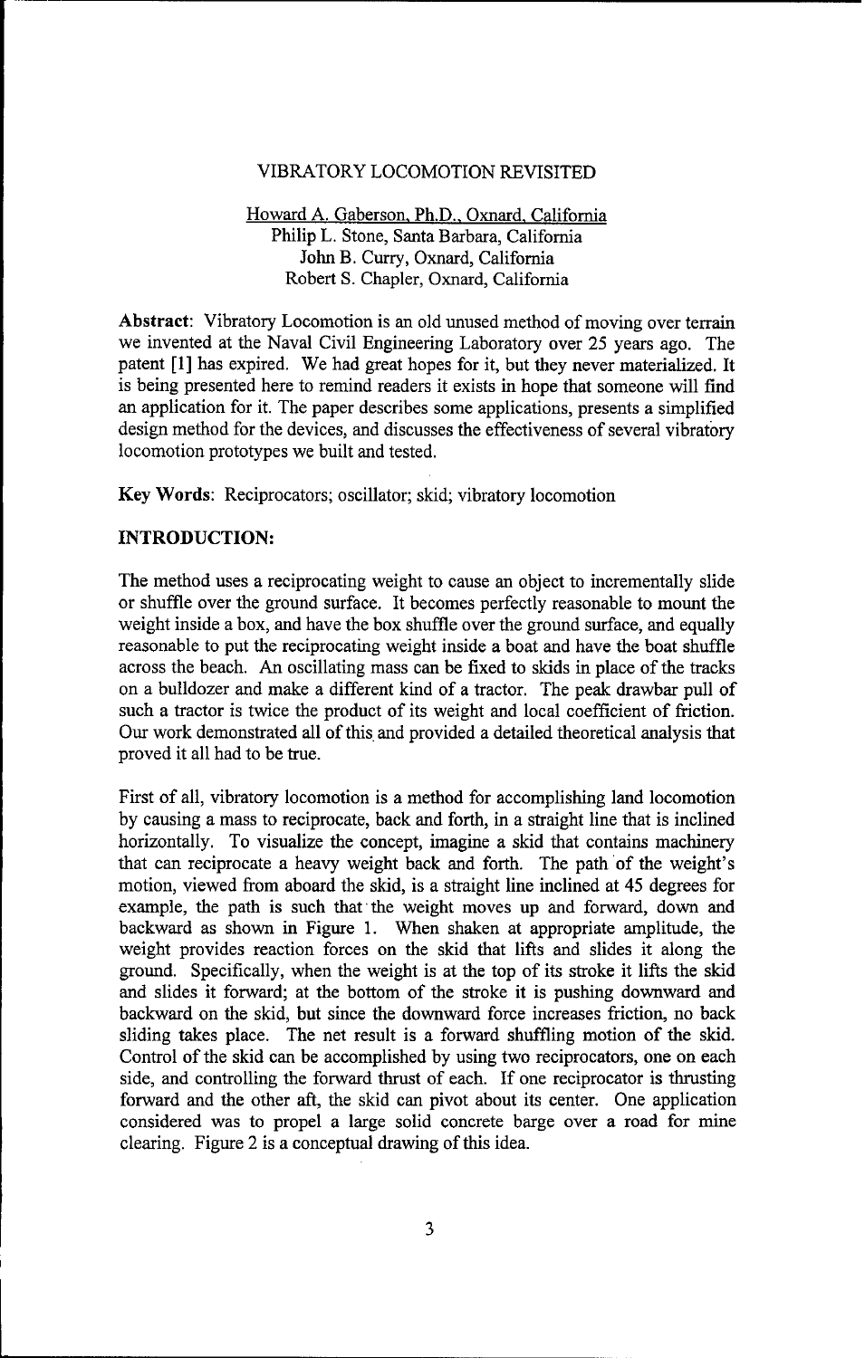# VIBRATORY LOCOMOTION REVISITED

Howard A. Gaberson, Ph.D., Oxnard, California
Philip L. Stone, Santa Barbara, California
John B. Curry, Oxnard, California
Robert S. Chapler, Oxnard, California

**Abstract**: Vibratory Locomotion is an old unused method of moving over terrain we invented at the Naval Civil Engineering Laboratory over 25 years ago. The patent [1] has expired. We had great hopes for it, but they never materialized. It is being presented here to remind readers it exists in hope that someone will find an application for it. The paper describes some applications, presents a simplified design method for the devices, and discusses the effectiveness of several vibratory locomotion prototypes we built and tested.

**Key Words**: Reciprocators; oscillator; skid; vibratory locomotion

## INTRODUCTION:

The method uses a reciprocating weight to cause an object to incrementally slide or shuffle over the ground surface. It becomes perfectly reasonable to mount the weight inside a box, and have the box shuffle over the ground surface, and equally reasonable to put the reciprocating weight inside a boat and have the boat shuffle across the beach. An oscillating mass can be fixed to skids in place of the tracks on a bulldozer and make a different kind of a tractor. The peak drawbar pull of such a tractor is twice the product of its weight and local coefficient of friction. Our work demonstrated all of this and provided a detailed theoretical analysis that proved it all had to be true.

First of all, vibratory locomotion is a method for accomplishing land locomotion by causing a mass to reciprocate, back and forth, in a straight line that is inclined horizontally. To visualize the concept, imagine a skid that contains machinery that can reciprocate a heavy weight back and forth. The path of the weight's motion, viewed from aboard the skid, is a straight line inclined at 45 degrees for example, the path is such that the weight moves up and forward, down and backward as shown in Figure 1. When shaken at appropriate amplitude, the weight provides reaction forces on the skid that lifts and slides it along the ground. Specifically, when the weight is at the top of its stroke it lifts the skid and slides it forward; at the bottom of the stroke it is pushing downward and backward on the skid, but since the downward force increases friction, no back sliding takes place. The net result is a forward shuffling motion of the skid. Control of the skid can be accomplished by using two reciprocators, one on each side, and controlling the forward thrust of each. If one reciprocator is thrusting forward and the other aft, the skid can pivot about its center. One application considered was to propel a large solid concrete barge over a road for mine clearing. Figure 2 is a conceptual drawing of this idea.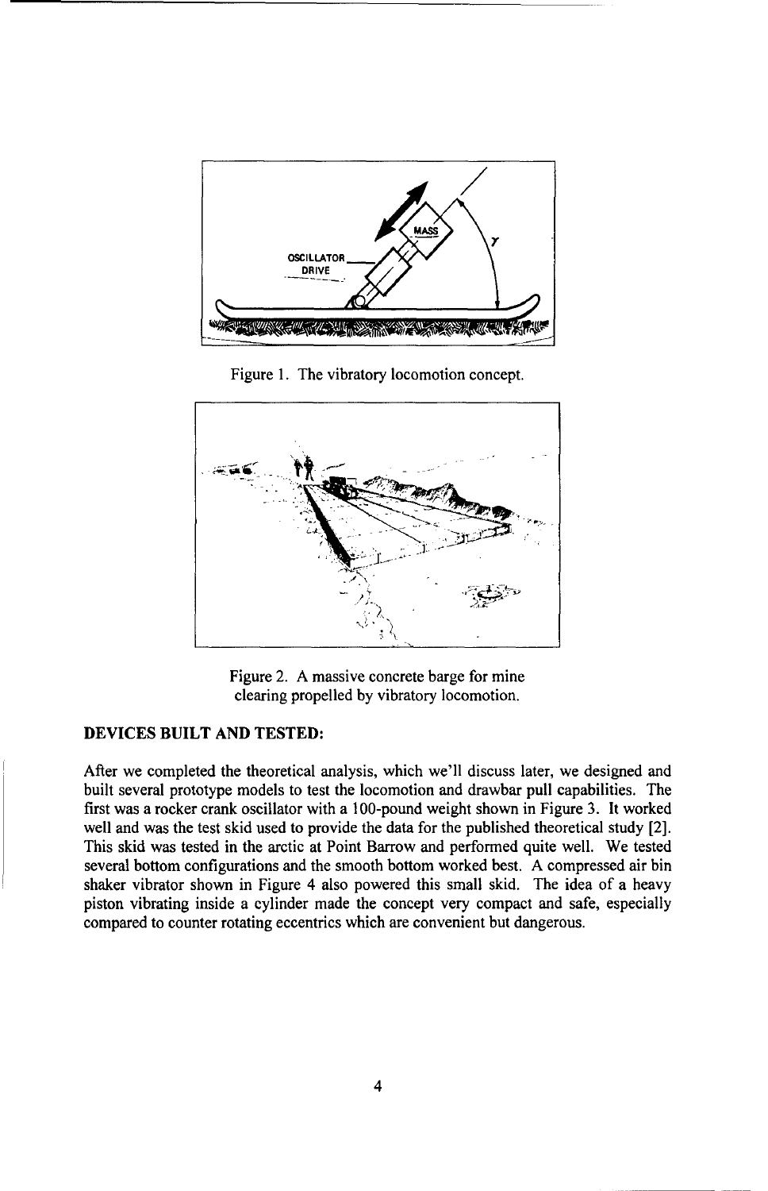Figure 1. The vibratory locomotion concept.

Figure 2. A massive concrete barge for mine clearing propelled by vibratory locomotion.

**DEVICES BUILT AND TESTED:**

After we completed the theoretical analysis, which we'll discuss later, we designed and built several prototype models to test the locomotion and drawbar pull capabilities. The first was a rocker crank oscillator with a 100-pound weight shown in Figure 3. It worked well and was the test skid used to provide the data for the published theoretical study [2]. This skid was tested in the arctic at Point Barrow and performed quite well. We tested several bottom configurations and the smooth bottom worked best. A compressed air bin shaker vibrator shown in Figure 4 also powered this small skid. The idea of a heavy piston vibrating inside a cylinder made the concept very compact and safe, especially compared to counter rotating eccentrics which are convenient but dangerous.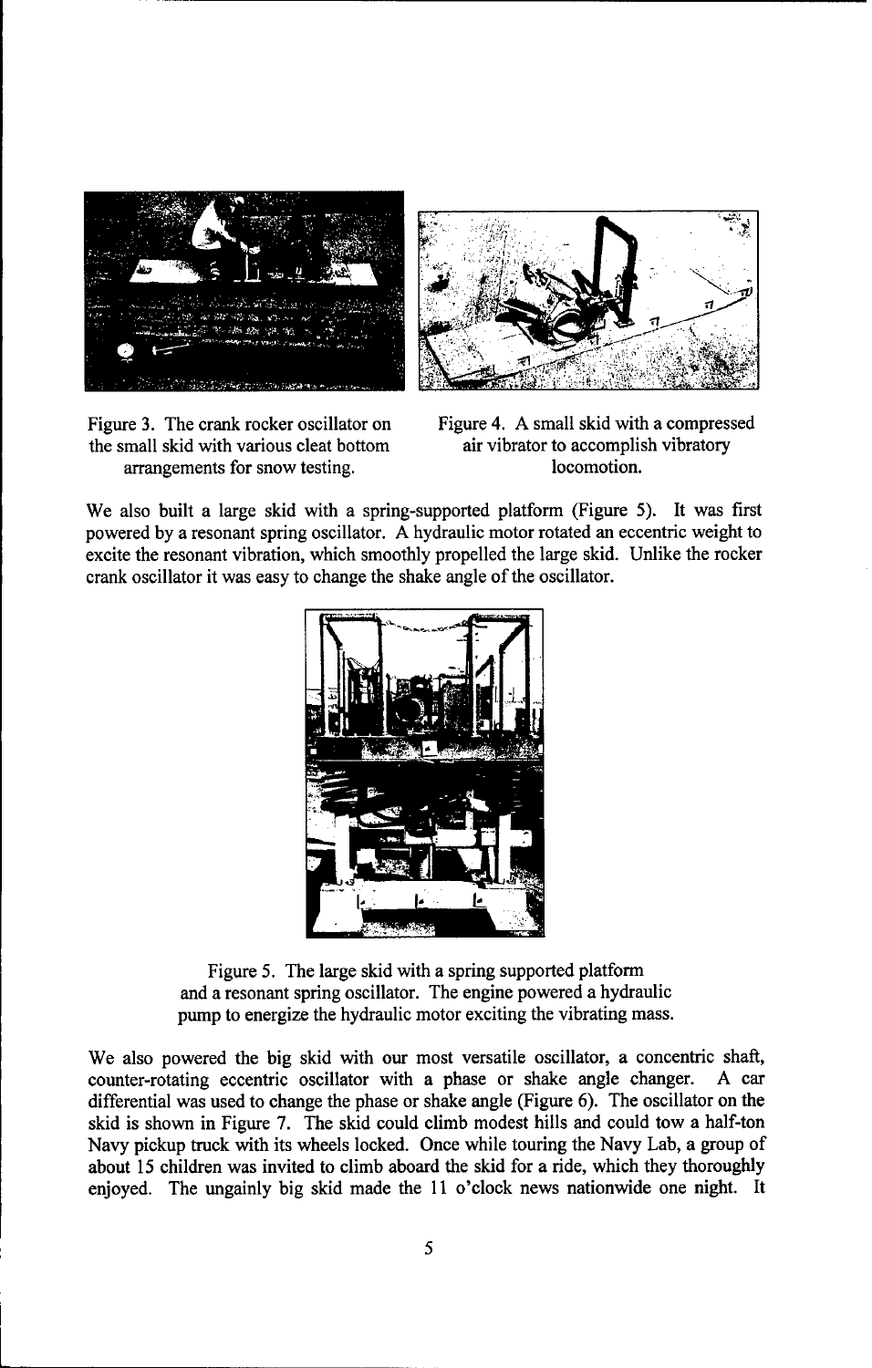Figure 3. The crank rocker oscillator on the small skid with various cleat bottom arrangements for snow testing.

Figure 4. A small skid with a compressed air vibrator to accomplish vibratory locomotion.

We also built a large skid with a spring-supported platform (Figure 5). It was first powered by a resonant spring oscillator. A hydraulic motor rotated an eccentric weight to excite the resonant vibration, which smoothly propelled the large skid. Unlike the rocker crank oscillator it was easy to change the shake angle of the oscillator.

Figure 5. The large skid with a spring supported platform and a resonant spring oscillator. The engine powered a hydraulic pump to energize the hydraulic motor exciting the vibrating mass.

We also powered the big skid with our most versatile oscillator, a concentric shaft, counter-rotating eccentric oscillator with a phase or shake angle changer. A car differential was used to change the phase or shake angle (Figure 6). The oscillator on the skid is shown in Figure 7. The skid could climb modest hills and could tow a half-ton Navy pickup truck with its wheels locked. Once while touring the Navy Lab, a group of about 15 children was invited to climb aboard the skid for a ride, which they thoroughly enjoyed. The ungainly big skid made the 11 o'clock news nationwide one night. It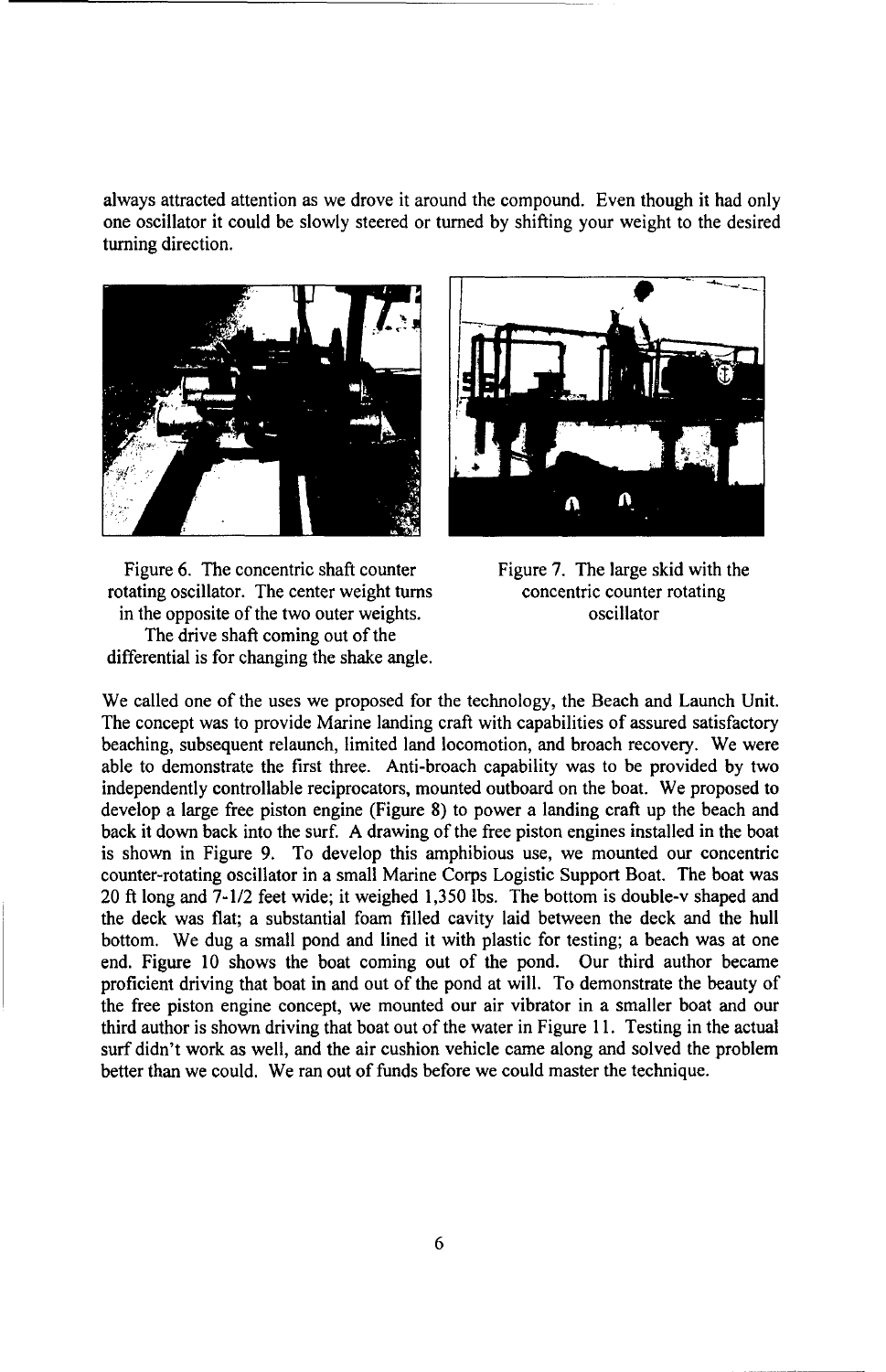always attracted attention as we drove it around the compound. Even though it had only one oscillator it could be slowly steered or turned by shifting your weight to the desired turning direction.

Figure 6. The concentric shaft counter rotating oscillator. The center weight turns in the opposite of the two outer weights. The drive shaft coming out of the differential is for changing the shake angle.

Figure 7. The large skid with the concentric counter rotating oscillator

We called one of the uses we proposed for the technology, the Beach and Launch Unit. The concept was to provide Marine landing craft with capabilities of assured satisfactory beaching, subsequent relaunch, limited land locomotion, and broach recovery. We were able to demonstrate the first three. Anti-broach capability was to be provided by two independently controllable reciprocators, mounted outboard on the boat. We proposed to develop a large free piston engine (Figure 8) to power a landing craft up the beach and back it down back into the surf. A drawing of the free piston engines installed in the boat is shown in Figure 9. To develop this amphibious use, we mounted our concentric counter-rotating oscillator in a small Marine Corps Logistic Support Boat. The boat was 20 ft long and 7-1/2 feet wide; it weighed 1,350 lbs. The bottom is double-v shaped and the deck was flat; a substantial foam filled cavity laid between the deck and the hull bottom. We dug a small pond and lined it with plastic for testing; a beach was at one end. Figure 10 shows the boat coming out of the pond. Our third author became proficient driving that boat in and out of the pond at will. To demonstrate the beauty of the free piston engine concept, we mounted our air vibrator in a smaller boat and our third author is shown driving that boat out of the water in Figure 11. Testing in the actual surf didn't work as well, and the air cushion vehicle came along and solved the problem better than we could. We ran out of funds before we could master the technique.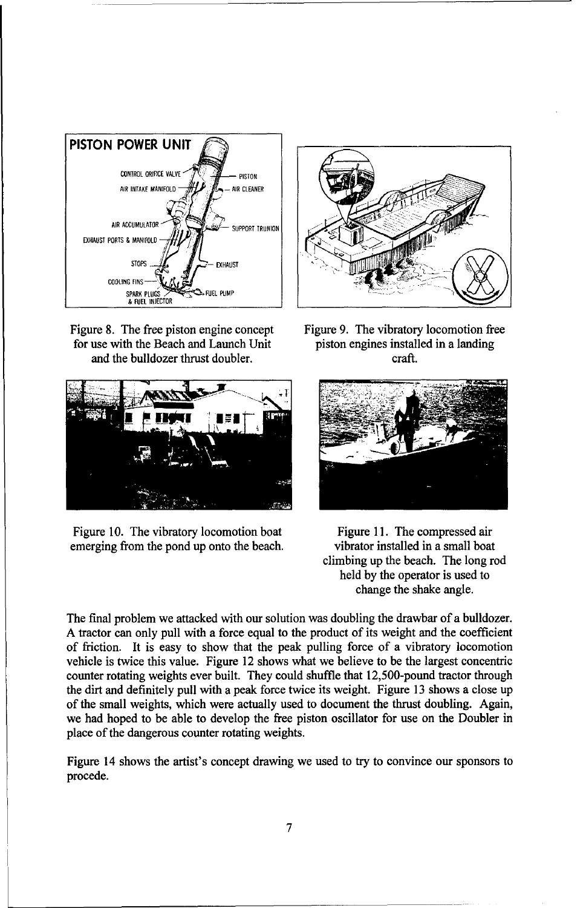Figure 8. The free piston engine concept for use with the Beach and Launch Unit and the bulldozer thrust doubler.

Figure 9. The vibratory locomotion free piston engines installed in a landing craft.

Figure 10. The vibratory locomotion boat emerging from the pond up onto the beach.

Figure 11. The compressed air vibrator installed in a small boat climbing up the beach. The long rod held by the operator is used to change the shake angle.

The final problem we attacked with our solution was doubling the drawbar of a bulldozer. A tractor can only pull with a force equal to the product of its weight and the coefficient of friction. It is easy to show that the peak pulling force of a vibratory locomotion vehicle is twice this value. Figure 12 shows what we believe to be the largest concentric counter rotating weights ever built. They could shuffle that 12,500-pound tractor through the dirt and definitely pull with a peak force twice its weight. Figure 13 shows a close up of the small weights, which were actually used to document the thrust doubling. Again, we had hoped to be able to develop the free piston oscillator for use on the Doubler in place of the dangerous counter rotating weights.

Figure 14 shows the artist's concept drawing we used to try to convince our sponsors to procede.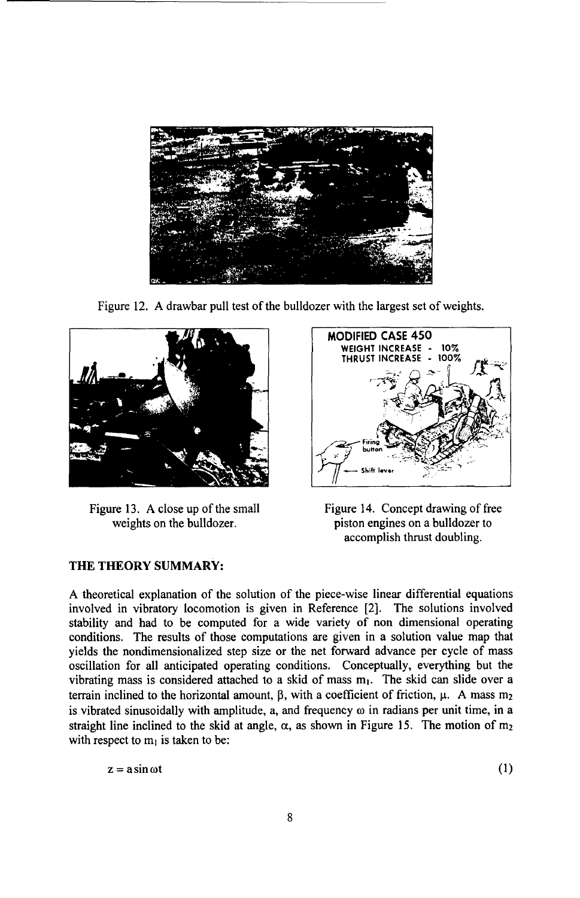Figure 12. A drawbar pull test of the bulldozer with the largest set of weights.

Figure 13. A close up of the small weights on the bulldozer.

Figure 14. Concept drawing of free piston engines on a bulldozer to accomplish thrust doubling.

**THE THEORY SUMMARY:**

A theoretical explanation of the solution of the piece-wise linear differential equations involved in vibratory locomotion is given in Reference [2]. The solutions involved stability and had to be computed for a wide variety of non dimensional operating conditions. The results of those computations are given in a solution value map that yields the nondimensionalized step size or the net forward advance per cycle of mass oscillation for all anticipated operating conditions. Conceptually, everything but the vibrating mass is considered attached to a skid of mass $m_1$. The skid can slide over a terrain inclined to the horizontal amount, $\beta$, with a coefficient of friction, $\mu$. A mass $m_2$ is vibrated sinusoidally with amplitude, a, and frequency $\omega$ in radians per unit time, in a straight line inclined to the skid at angle, $\alpha$, as shown in Figure 15. The motion of $m_2$ with respect to $m_1$ is taken to be:

$$z = a \sin \omega t \qquad (1)$$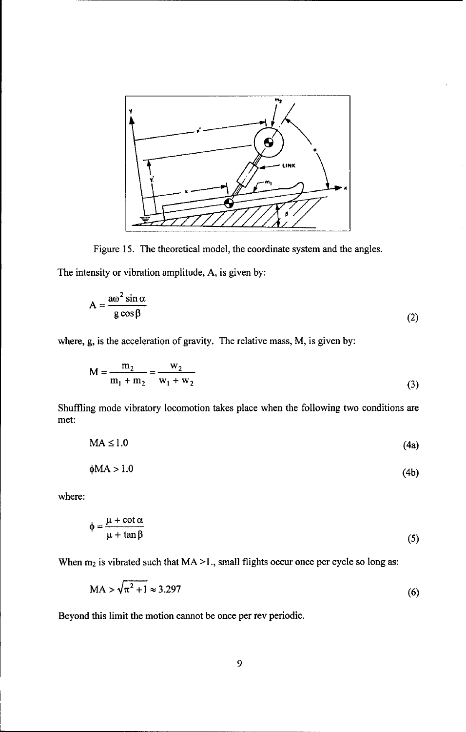Figure 15. The theoretical model, the coordinate system and the angles.

The intensity or vibration amplitude, A, is given by:

$$A = \frac{a\omega^2 \sin\alpha}{g\cos\beta} \tag{2}$$

where, g, is the acceleration of gravity. The relative mass, M, is given by:

$$M = \frac{m_2}{m_1 + m_2} = \frac{w_2}{w_1 + w_2} \tag{3}$$

Shuffling mode vibratory locomotion takes place when the following two conditions are met:

$$MA \leq 1.0 \tag{4a}$$

$$\phi MA > 1.0 \tag{4b}$$

where:

$$\phi = \frac{\mu + \cot\alpha}{\mu + \tan\beta} \tag{5}$$

When $m_2$ is vibrated such that $MA > 1.$, small flights occur once per cycle so long as:

$$MA > \sqrt{\pi^2 + 1} \approx 3.297 \tag{6}$$

Beyond this limit the motion cannot be once per rev periodic.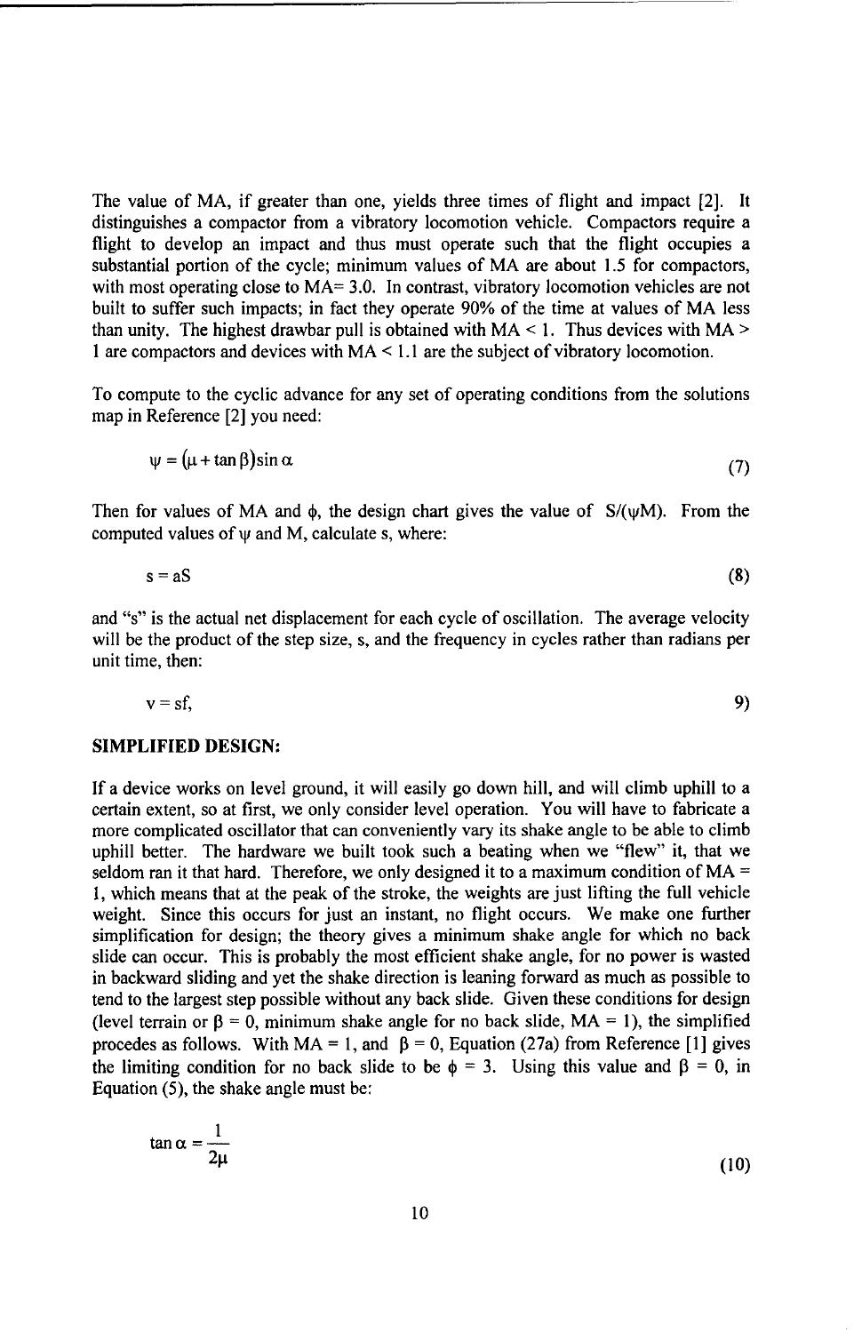The value of MA, if greater than one, yields three times of flight and impact [2]. It distinguishes a compactor from a vibratory locomotion vehicle. Compactors require a flight to develop an impact and thus must operate such that the flight occupies a substantial portion of the cycle; minimum values of MA are about 1.5 for compactors, with most operating close to MA= 3.0. In contrast, vibratory locomotion vehicles are not built to suffer such impacts; in fact they operate 90% of the time at values of MA less than unity. The highest drawbar pull is obtained with MA < 1. Thus devices with MA > 1 are compactors and devices with MA < 1.1 are the subject of vibratory locomotion.

To compute to the cyclic advance for any set of operating conditions from the solutions map in Reference [2] you need:

$$\psi = (\mu + \tan\beta)\sin\alpha \tag{7}$$

Then for values of MA and $\phi$, the design chart gives the value of $S/(\psi M)$. From the computed values of $\psi$ and M, calculate s, where:

$$s = aS \tag{8}$$

and "s" is the actual net displacement for each cycle of oscillation. The average velocity will be the product of the step size, s, and the frequency in cycles rather than radians per unit time, then:

$$v = sf, \tag{9}$$

**SIMPLIFIED DESIGN:**

If a device works on level ground, it will easily go down hill, and will climb uphill to a certain extent, so at first, we only consider level operation. You will have to fabricate a more complicated oscillator that can conveniently vary its shake angle to be able to climb uphill better. The hardware we built took such a beating when we "flew" it, that we seldom ran it that hard. Therefore, we only designed it to a maximum condition of MA = 1, which means that at the peak of the stroke, the weights are just lifting the full vehicle weight. Since this occurs for just an instant, no flight occurs. We make one further simplification for design; the theory gives a minimum shake angle for which no back slide can occur. This is probably the most efficient shake angle, for no power is wasted in backward sliding and yet the shake direction is leaning forward as much as possible to tend to the largest step possible without any back slide. Given these conditions for design (level terrain or $\beta = 0$, minimum shake angle for no back slide, MA = 1), the simplified procedes as follows. With MA = 1, and $\beta = 0$, Equation (27a) from Reference [1] gives the limiting condition for no back slide to be $\phi = 3$. Using this value and $\beta = 0$, in Equation (5), the shake angle must be:

$$\tan\alpha = \frac{1}{2\mu} \tag{10}$$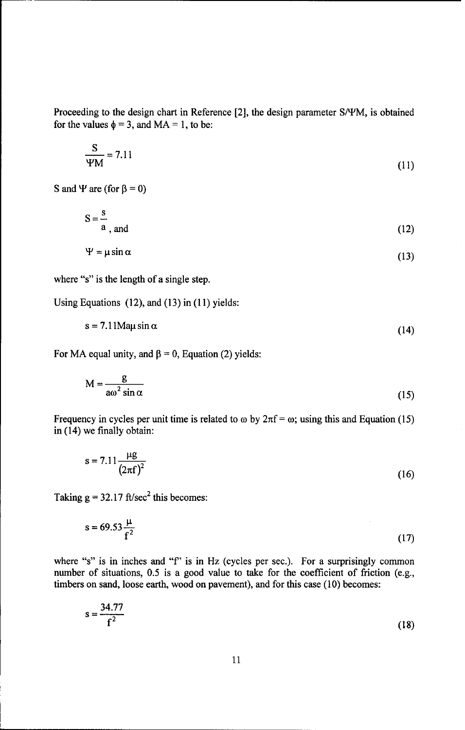Proceeding to the design chart in Reference [2], the design parameter $S/\Psi M$, is obtained for the values $\phi = 3$, and $MA = 1$, to be:

$$\frac{S}{\Psi M} = 7.11 \tag{11}$$

S and $\Psi$ are (for $\beta = 0$)

$$S = \frac{s}{a}\text{, and} \tag{12}$$

$$\Psi = \mu \sin \alpha \tag{13}$$

where "s" is the length of a single step.

Using Equations (12), and (13) in (11) yields:

$$s = 7.11 Ma\mu \sin \alpha \tag{14}$$

For MA equal unity, and $\beta = 0$, Equation (2) yields:

$$M = \frac{g}{a\omega^2 \sin \alpha} \tag{15}$$

Frequency in cycles per unit time is related to $\omega$ by $2\pi f = \omega$; using this and Equation (15) in (14) we finally obtain:

$$s = 7.11 \frac{\mu g}{(2\pi f)^2} \tag{16}$$

Taking $g = 32.17$ ft/sec$^2$ this becomes:

$$s = 69.53 \frac{\mu}{f^2} \tag{17}$$

where "s" is in inches and "f" is in Hz (cycles per sec.). For a surprisingly common number of situations, 0.5 is a good value to take for the coefficient of friction (e.g., timbers on sand, loose earth, wood on pavement), and for this case (10) becomes:

$$s = \frac{34.77}{f^2} \tag{18}$$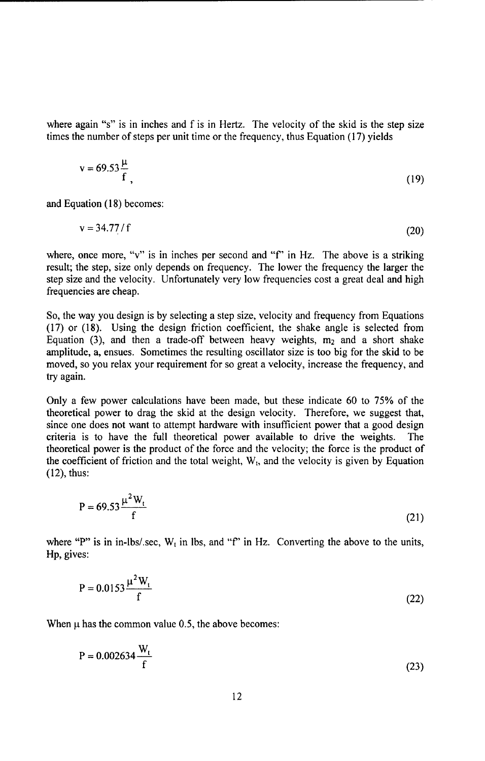where again "s" is in inches and f is in Hertz. The velocity of the skid is the step size times the number of steps per unit time or the frequency, thus Equation (17) yields

$$v = 69.53\frac{\mu}{f}, \tag{19}$$

and Equation (18) becomes:

$$v = 34.77/f \tag{20}$$

where, once more, "v" is in inches per second and "f" in Hz. The above is a striking result; the step, size only depends on frequency. The lower the frequency the larger the step size and the velocity. Unfortunately very low frequencies cost a great deal and high frequencies are cheap.

So, the way you design is by selecting a step size, velocity and frequency from Equations (17) or (18). Using the design friction coefficient, the shake angle is selected from Equation (3), and then a trade-off between heavy weights, $m_2$ and a short shake amplitude, a, ensues. Sometimes the resulting oscillator size is too big for the skid to be moved, so you relax your requirement for so great a velocity, increase the frequency, and try again.

Only a few power calculations have been made, but these indicate 60 to 75% of the theoretical power to drag the skid at the design velocity. Therefore, we suggest that, since one does not want to attempt hardware with insufficient power that a good design criteria is to have the full theoretical power available to drive the weights. The theoretical power is the product of the force and the velocity; the force is the product of the coefficient of friction and the total weight, $W_t$, and the velocity is given by Equation (12), thus:

$$P = 69.53\frac{\mu^2 W_t}{f} \tag{21}$$

where "P" is in in-lbs/.sec, $W_t$ in lbs, and "f" in Hz. Converting the above to the units, Hp, gives:

$$P = 0.0153\frac{\mu^2 W_t}{f} \tag{22}$$

When $\mu$ has the common value 0.5, the above becomes:

$$P = 0.002634\frac{W_t}{f} \tag{23}$$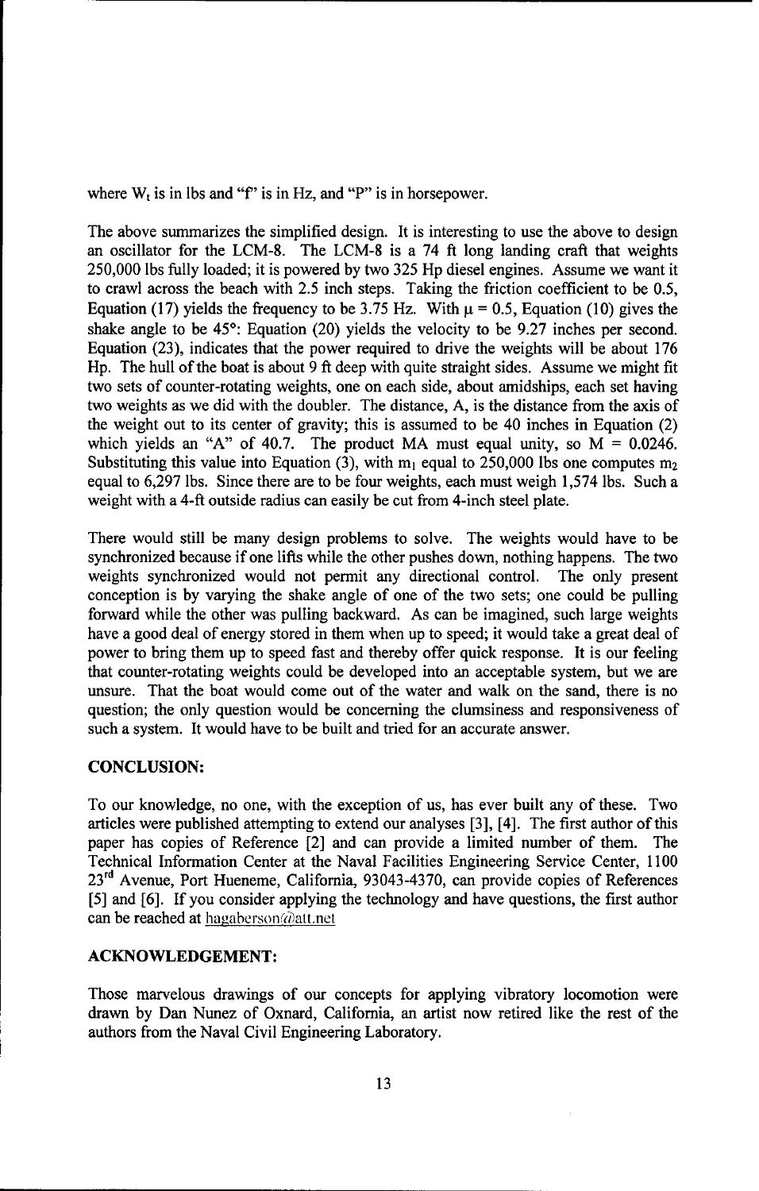where $W_t$ is in lbs and "f" is in Hz, and "P" is in horsepower.

The above summarizes the simplified design. It is interesting to use the above to design an oscillator for the LCM-8. The LCM-8 is a 74 ft long landing craft that weights 250,000 lbs fully loaded; it is powered by two 325 Hp diesel engines. Assume we want it to crawl across the beach with 2.5 inch steps. Taking the friction coefficient to be 0.5, Equation (17) yields the frequency to be 3.75 Hz. With $\mu = 0.5$, Equation (10) gives the shake angle to be 45°: Equation (20) yields the velocity to be 9.27 inches per second. Equation (23), indicates that the power required to drive the weights will be about 176 Hp. The hull of the boat is about 9 ft deep with quite straight sides. Assume we might fit two sets of counter-rotating weights, one on each side, about amidships, each set having two weights as we did with the doubler. The distance, A, is the distance from the axis of the weight out to its center of gravity; this is assumed to be 40 inches in Equation (2) which yields an "A" of 40.7. The product MA must equal unity, so $M = 0.0246$. Substituting this value into Equation (3), with $m_1$ equal to 250,000 lbs one computes $m_2$ equal to 6,297 lbs. Since there are to be four weights, each must weigh 1,574 lbs. Such a weight with a 4-ft outside radius can easily be cut from 4-inch steel plate.

There would still be many design problems to solve. The weights would have to be synchronized because if one lifts while the other pushes down, nothing happens. The two weights synchronized would not permit any directional control. The only present conception is by varying the shake angle of one of the two sets; one could be pulling forward while the other was pulling backward. As can be imagined, such large weights have a good deal of energy stored in them when up to speed; it would take a great deal of power to bring them up to speed fast and thereby offer quick response. It is our feeling that counter-rotating weights could be developed into an acceptable system, but we are unsure. That the boat would come out of the water and walk on the sand, there is no question; the only question would be concerning the clumsiness and responsiveness of such a system. It would have to be built and tried for an accurate answer.

## CONCLUSION:

To our knowledge, no one, with the exception of us, has ever built any of these. Two articles were published attempting to extend our analyses [3], [4]. The first author of this paper has copies of Reference [2] and can provide a limited number of them. The Technical Information Center at the Naval Facilities Engineering Service Center, 1100 23rd Avenue, Port Hueneme, California, 93043-4370, can provide copies of References [5] and [6]. If you consider applying the technology and have questions, the first author can be reached at hagaberson@att.net

## ACKNOWLEDGEMENT:

Those marvelous drawings of our concepts for applying vibratory locomotion were drawn by Dan Nunez of Oxnard, California, an artist now retired like the rest of the authors from the Naval Civil Engineering Laboratory.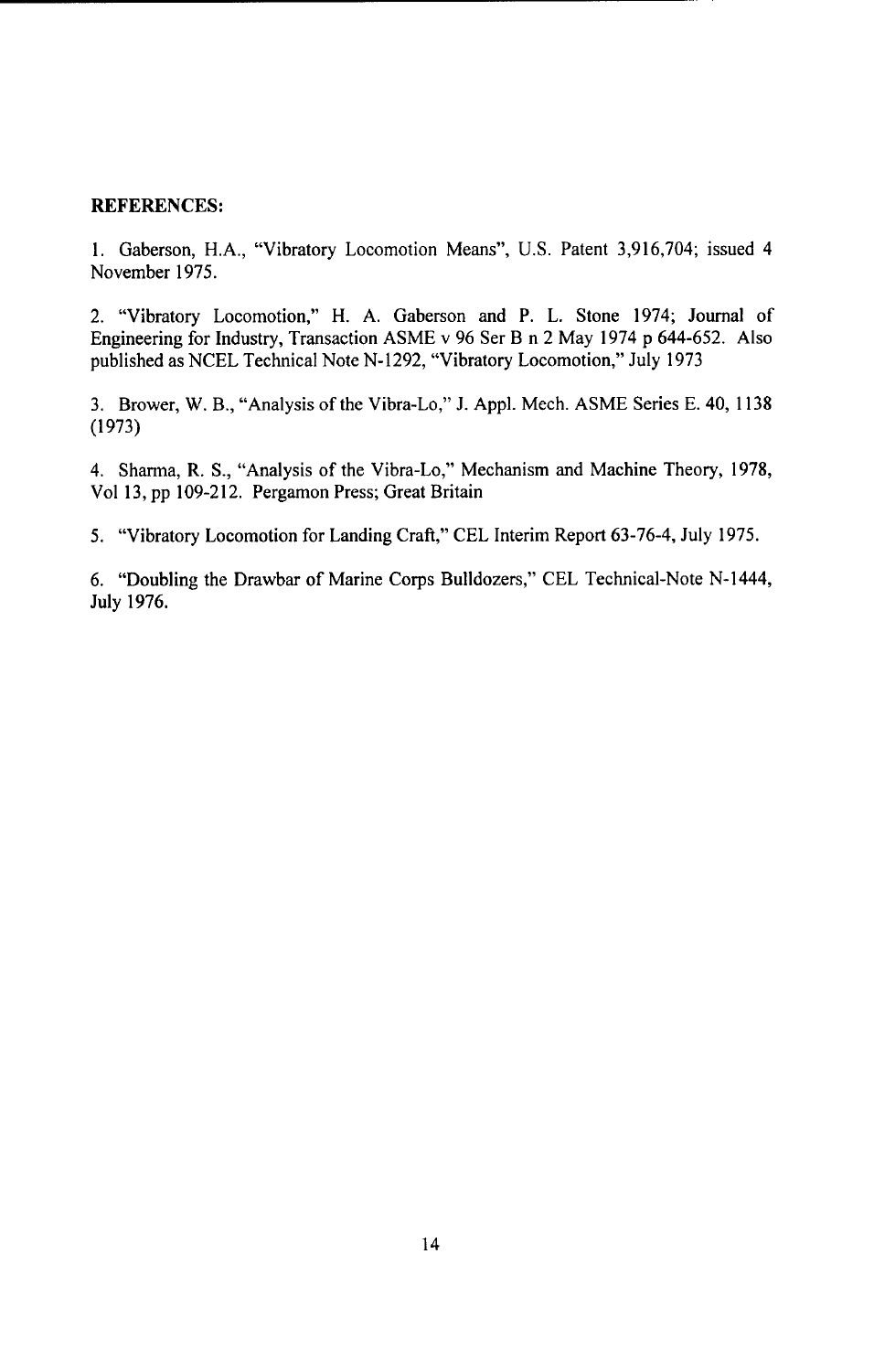**REFERENCES:**

1. Gaberson, H.A., "Vibratory Locomotion Means", U.S. Patent 3,916,704; issued 4 November 1975.

2. "Vibratory Locomotion," H. A. Gaberson and P. L. Stone 1974; Journal of Engineering for Industry, Transaction ASME v 96 Ser B n 2 May 1974 p 644-652. Also published as NCEL Technical Note N-1292, "Vibratory Locomotion," July 1973

3. Brower, W. B., "Analysis of the Vibra-Lo," J. Appl. Mech. ASME Series E. 40, 1138 (1973)

4. Sharma, R. S., "Analysis of the Vibra-Lo," Mechanism and Machine Theory, 1978, Vol 13, pp 109-212. Pergamon Press; Great Britain

5. "Vibratory Locomotion for Landing Craft," CEL Interim Report 63-76-4, July 1975.

6. "Doubling the Drawbar of Marine Corps Bulldozers," CEL Technical-Note N-1444, July 1976.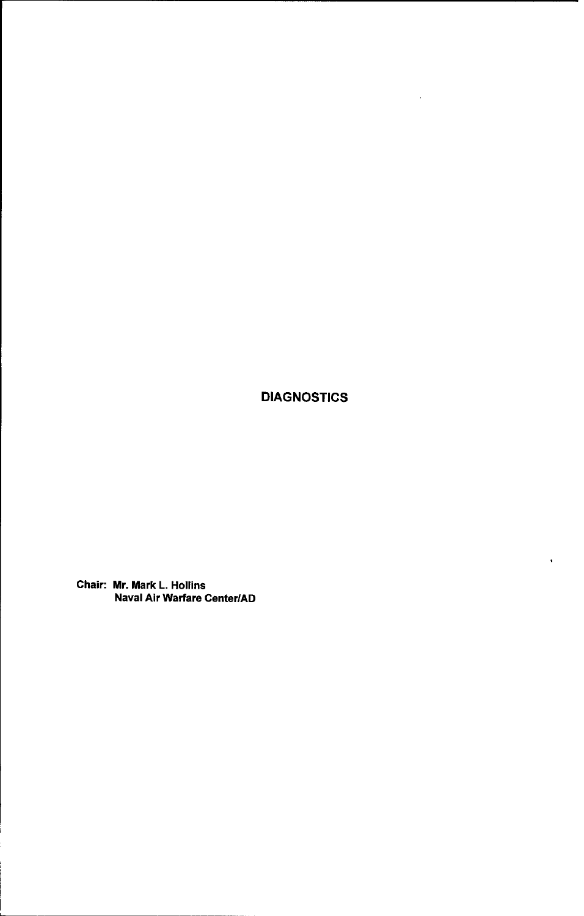# DIAGNOSTICS

**Chair: Mr. Mark L. Hollins**
**Naval Air Warfare Center/AD**